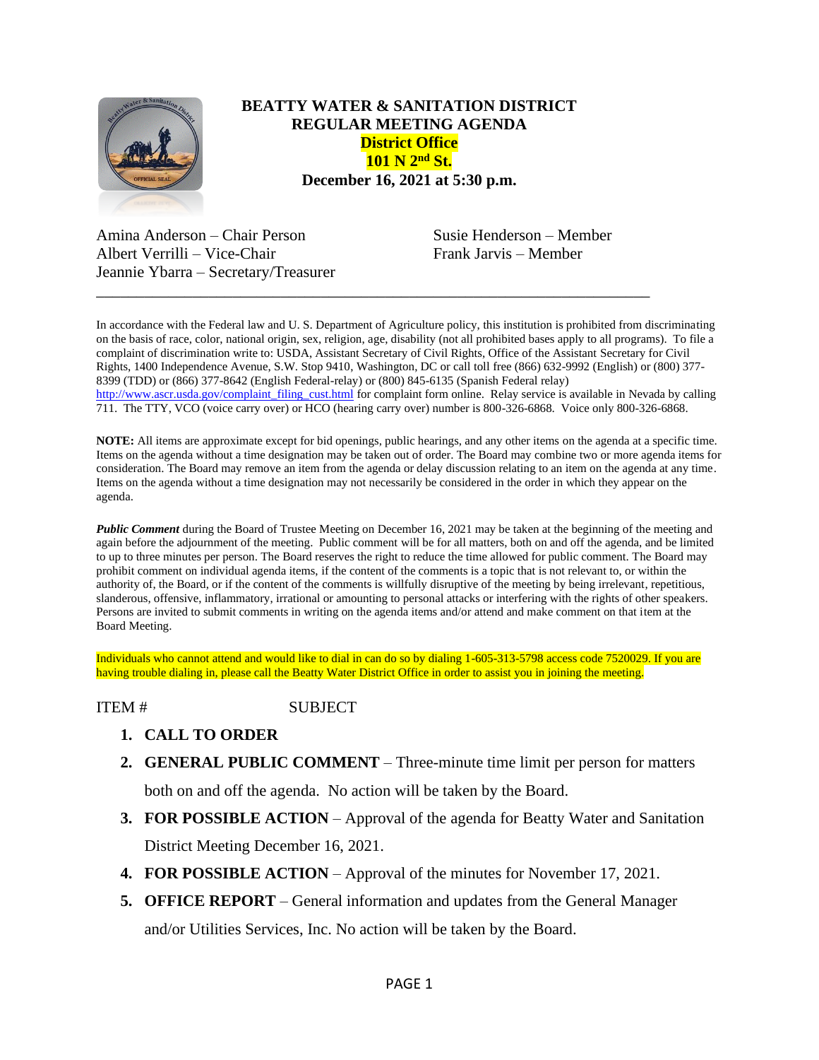# BEATTY WATER & SANITATION DISTRICT
## REGULAR MEETING AGENDA
### District Office
### 101 N 2nd St.
### December 16, 2021 at 5:30 p.m.

Amina Anderson – Chair Person
Albert Verrilli – Vice-Chair
Jeannie Ybarra – Secretary/Treasurer
Susie Henderson – Member
Frank Jarvis – Member

---

In accordance with the Federal law and U. S. Department of Agriculture policy, this institution is prohibited from discriminating on the basis of race, color, national origin, sex, religion, age, disability (not all prohibited bases apply to all programs). To file a complaint of discrimination write to: USDA, Assistant Secretary of Civil Rights, Office of the Assistant Secretary for Civil Rights, 1400 Independence Avenue, S.W. Stop 9410, Washington, DC or call toll free (866) 632-9992 (English) or (800) 377-8399 (TDD) or (866) 377-8642 (English Federal-relay) or (800) 845-6135 (Spanish Federal relay) http://www.ascr.usda.gov/complaint_filing_cust.html for complaint form online. Relay service is available in Nevada by calling 711. The TTY, VCO (voice carry over) or HCO (hearing carry over) number is 800-326-6868. Voice only 800-326-6868.

**NOTE:** All items are approximate except for bid openings, public hearings, and any other items on the agenda at a specific time. Items on the agenda without a time designation may be taken out of order. The Board may combine two or more agenda items for consideration. The Board may remove an item from the agenda or delay discussion relating to an item on the agenda at any time. Items on the agenda without a time designation may not necessarily be considered in the order in which they appear on the agenda.

***Public Comment*** during the Board of Trustee Meeting on December 16, 2021 may be taken at the beginning of the meeting and again before the adjournment of the meeting. Public comment will be for all matters, both on and off the agenda, and be limited to up to three minutes per person. The Board reserves the right to reduce the time allowed for public comment. The Board may prohibit comment on individual agenda items, if the content of the comments is a topic that is not relevant to, or within the authority of, the Board, or if the content of the comments is willfully disruptive of the meeting by being irrelevant, repetitious, slanderous, offensive, inflammatory, irrational or amounting to personal attacks or interfering with the rights of other speakers. Persons are invited to submit comments in writing on the agenda items and/or attend and make comment on that item at the Board Meeting.

Individuals who cannot attend and would like to dial in can do so by dialing 1-605-313-5798 access code 7520029. If you are having trouble dialing in, please call the Beatty Water District Office in order to assist you in joining the meeting.

ITEM # SUBJECT

1. **CALL TO ORDER**
2. **GENERAL PUBLIC COMMENT** – Three-minute time limit per person for matters both on and off the agenda. No action will be taken by the Board.
3. **FOR POSSIBLE ACTION** – Approval of the agenda for Beatty Water and Sanitation District Meeting December 16, 2021.
4. **FOR POSSIBLE ACTION** – Approval of the minutes for November 17, 2021.
5. **OFFICE REPORT** – General information and updates from the General Manager and/or Utilities Services, Inc. No action will be taken by the Board.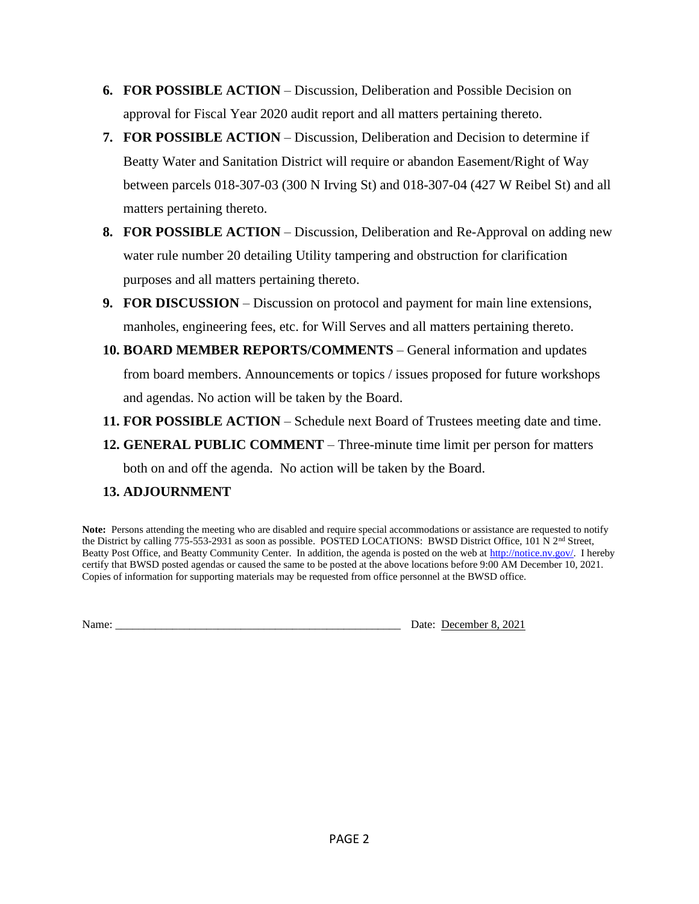6. **FOR POSSIBLE ACTION** – Discussion, Deliberation and Possible Decision on approval for Fiscal Year 2020 audit report and all matters pertaining thereto.
7. **FOR POSSIBLE ACTION** – Discussion, Deliberation and Decision to determine if Beatty Water and Sanitation District will require or abandon Easement/Right of Way between parcels 018-307-03 (300 N Irving St) and 018-307-04 (427 W Reibel St) and all matters pertaining thereto.
8. **FOR POSSIBLE ACTION** – Discussion, Deliberation and Re-Approval on adding new water rule number 20 detailing Utility tampering and obstruction for clarification purposes and all matters pertaining thereto.
9. **FOR DISCUSSION** – Discussion on protocol and payment for main line extensions, manholes, engineering fees, etc. for Will Serves and all matters pertaining thereto.
10. **BOARD MEMBER REPORTS/COMMENTS** – General information and updates from board members. Announcements or topics / issues proposed for future workshops and agendas. No action will be taken by the Board.
11. **FOR POSSIBLE ACTION** – Schedule next Board of Trustees meeting date and time.
12. **GENERAL PUBLIC COMMENT** – Three-minute time limit per person for matters both on and off the agenda. No action will be taken by the Board.
13. **ADJOURNMENT**

**Note:** Persons attending the meeting who are disabled and require special accommodations or assistance are requested to notify the District by calling 775-553-2931 as soon as possible. POSTED LOCATIONS: BWSD District Office, 101 N 2nd Street, Beatty Post Office, and Beatty Community Center. In addition, the agenda is posted on the web at http://notice.nv.gov/. I hereby certify that BWSD posted agendas or caused the same to be posted at the above locations before 9:00 AM December 10, 2021. Copies of information for supporting materials may be requested from office personnel at the BWSD office.

Name: ___________________________________________________ Date: December 8, 2021